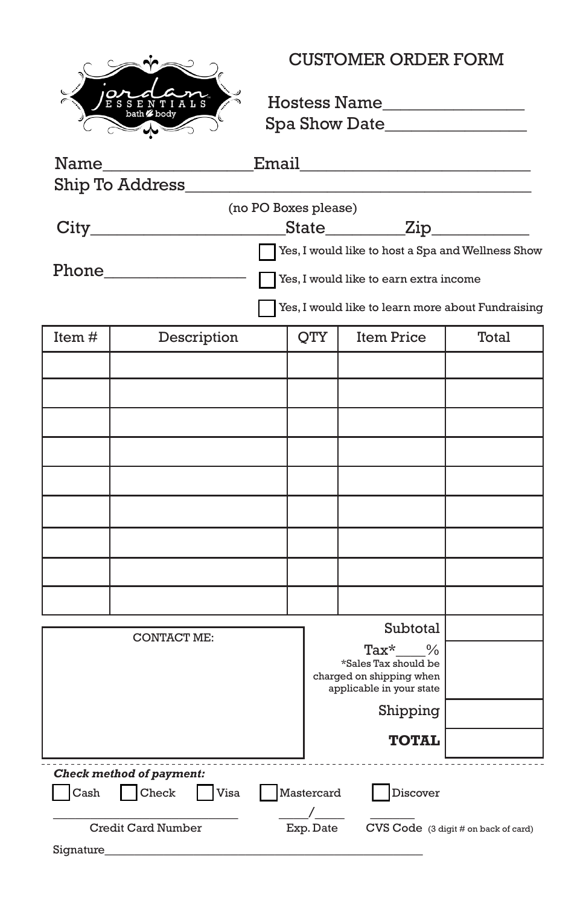jordan ESSENTIALS bath & body

# CUSTOMER ORDER FORM

Hostess Name________________
Spa Show Date________________

Name_________________Email___________________________
Ship To Address_________________________________________
(no PO Boxes please)
City_____________________State_________Zip___________

Phone_________________

☐ Yes, I would like to host a Spa and Wellness Show
☐ Yes, I would like to earn extra income
☐ Yes, I would like to learn more about Fundraising

| Item # | Description | QTY | Item Price | Total |
|---|---|---|---|---|
| | | | | |
| | | | | |
| | | | | |
| | | | | |
| | | | | |
| | | | | |
| | | | | |
| | | | | |
| | | | | |

CONTACT ME:

| | |
|---|---|
| Subtotal | |
| Tax*____% *Sales Tax should be charged on shipping when applicable in your state | |
| Shipping | |
| **TOTAL** | |

***Check method of payment:***

☐ Cash ☐ Check ☐ Visa ☐ Mastercard ☐ Discover

____________________________ Credit Card Number
_____/_____ Exp. Date
_______ CVS Code (3 digit # on back of card)

Signature_________________________________________________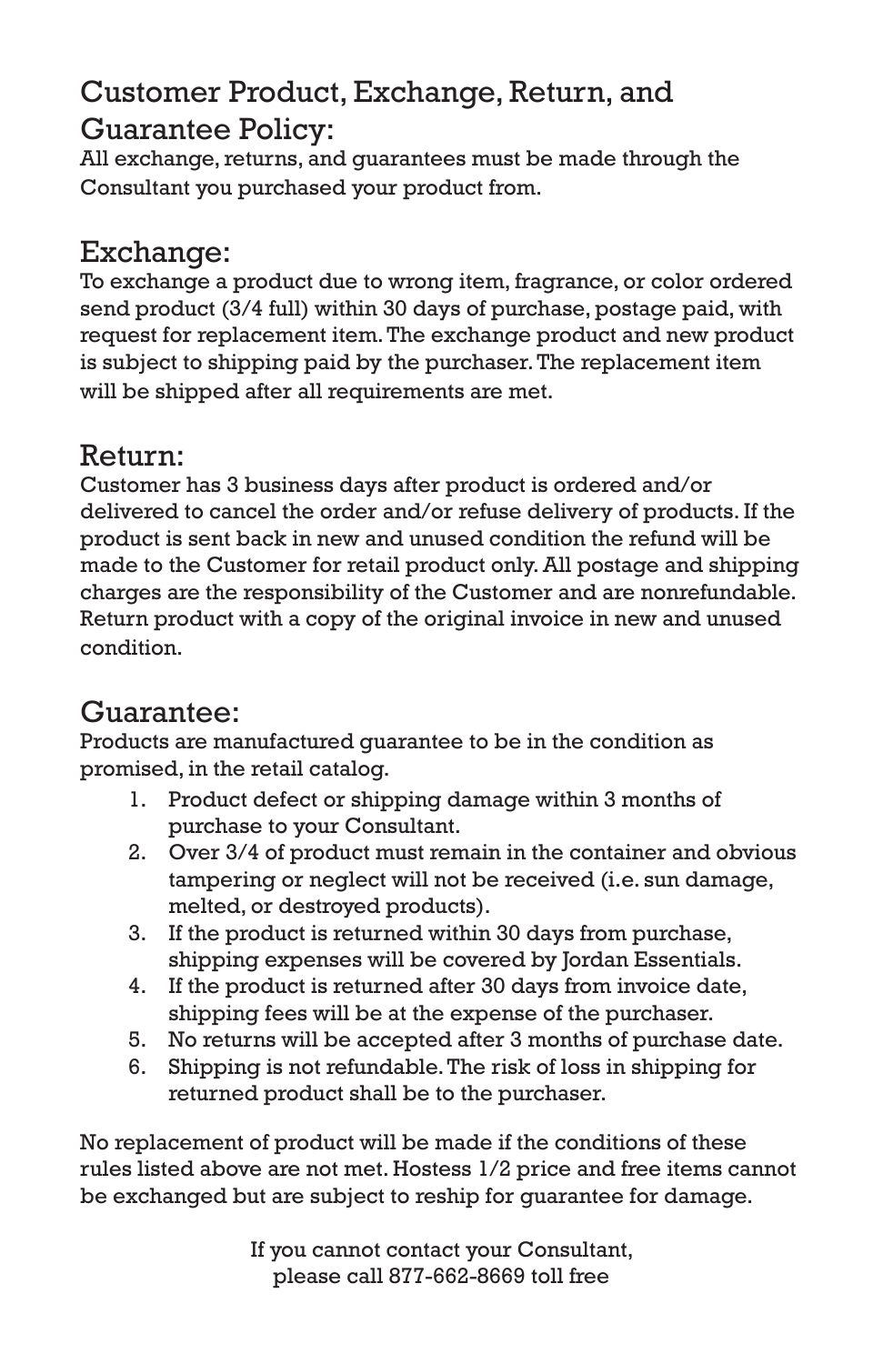# Customer Product, Exchange, Return, and Guarantee Policy:

All exchange, returns, and guarantees must be made through the Consultant you purchased your product from.

## Exchange:

To exchange a product due to wrong item, fragrance, or color ordered send product (3/4 full) within 30 days of purchase, postage paid, with request for replacement item. The exchange product and new product is subject to shipping paid by the purchaser. The replacement item will be shipped after all requirements are met.

## Return:

Customer has 3 business days after product is ordered and/or delivered to cancel the order and/or refuse delivery of products. If the product is sent back in new and unused condition the refund will be made to the Customer for retail product only. All postage and shipping charges are the responsibility of the Customer and are nonrefundable. Return product with a copy of the original invoice in new and unused condition.

## Guarantee:

Products are manufactured guarantee to be in the condition as promised, in the retail catalog.

1. Product defect or shipping damage within 3 months of purchase to your Consultant.
2. Over 3/4 of product must remain in the container and obvious tampering or neglect will not be received (i.e. sun damage, melted, or destroyed products).
3. If the product is returned within 30 days from purchase, shipping expenses will be covered by Jordan Essentials.
4. If the product is returned after 30 days from invoice date, shipping fees will be at the expense of the purchaser.
5. No returns will be accepted after 3 months of purchase date.
6. Shipping is not refundable. The risk of loss in shipping for returned product shall be to the purchaser.

No replacement of product will be made if the conditions of these rules listed above are not met. Hostess 1/2 price and free items cannot be exchanged but are subject to reship for guarantee for damage.

If you cannot contact your Consultant,
please call 877-662-8669 toll free